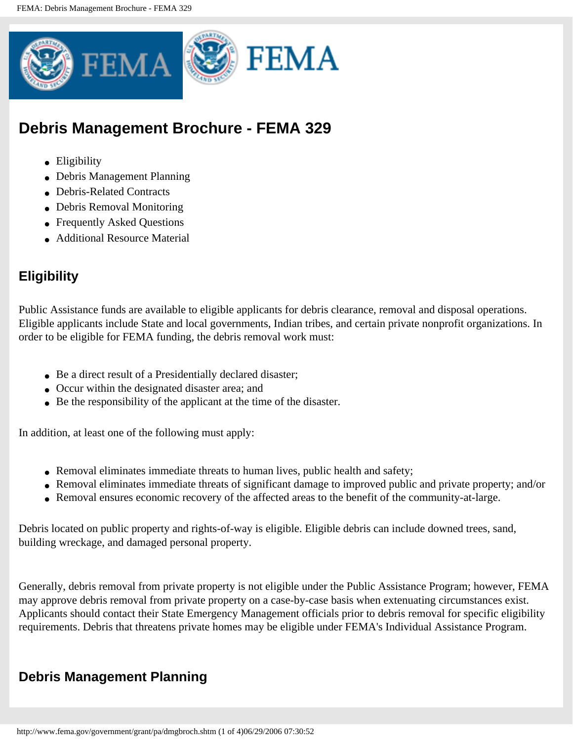# Debris Management Brochure - FEMA 329

- Eligibility
- Debris Management Planning
- Debris-Related Contracts
- Debris Removal Monitoring
- Frequently Asked Questions
- Additional Resource Material

## Eligibility

Public Assistance funds are available to eligible applicants for debris clearance, removal and disposal operations. Eligible applicants include State and local governments, Indian tribes, and certain private nonprofit organizations. In order to be eligible for FEMA funding, the debris removal work must:

- Be a direct result of a Presidentially declared disaster;
- Occur within the designated disaster area; and
- Be the responsibility of the applicant at the time of the disaster.

In addition, at least one of the following must apply:

- Removal eliminates immediate threats to human lives, public health and safety;
- Removal eliminates immediate threats of significant damage to improved public and private property; and/or
- Removal ensures economic recovery of the affected areas to the benefit of the community-at-large.

Debris located on public property and rights-of-way is eligible. Eligible debris can include downed trees, sand, building wreckage, and damaged personal property.

Generally, debris removal from private property is not eligible under the Public Assistance Program; however, FEMA may approve debris removal from private property on a case-by-case basis when extenuating circumstances exist. Applicants should contact their State Emergency Management officials prior to debris removal for specific eligibility requirements. Debris that threatens private homes may be eligible under FEMA's Individual Assistance Program.

## Debris Management Planning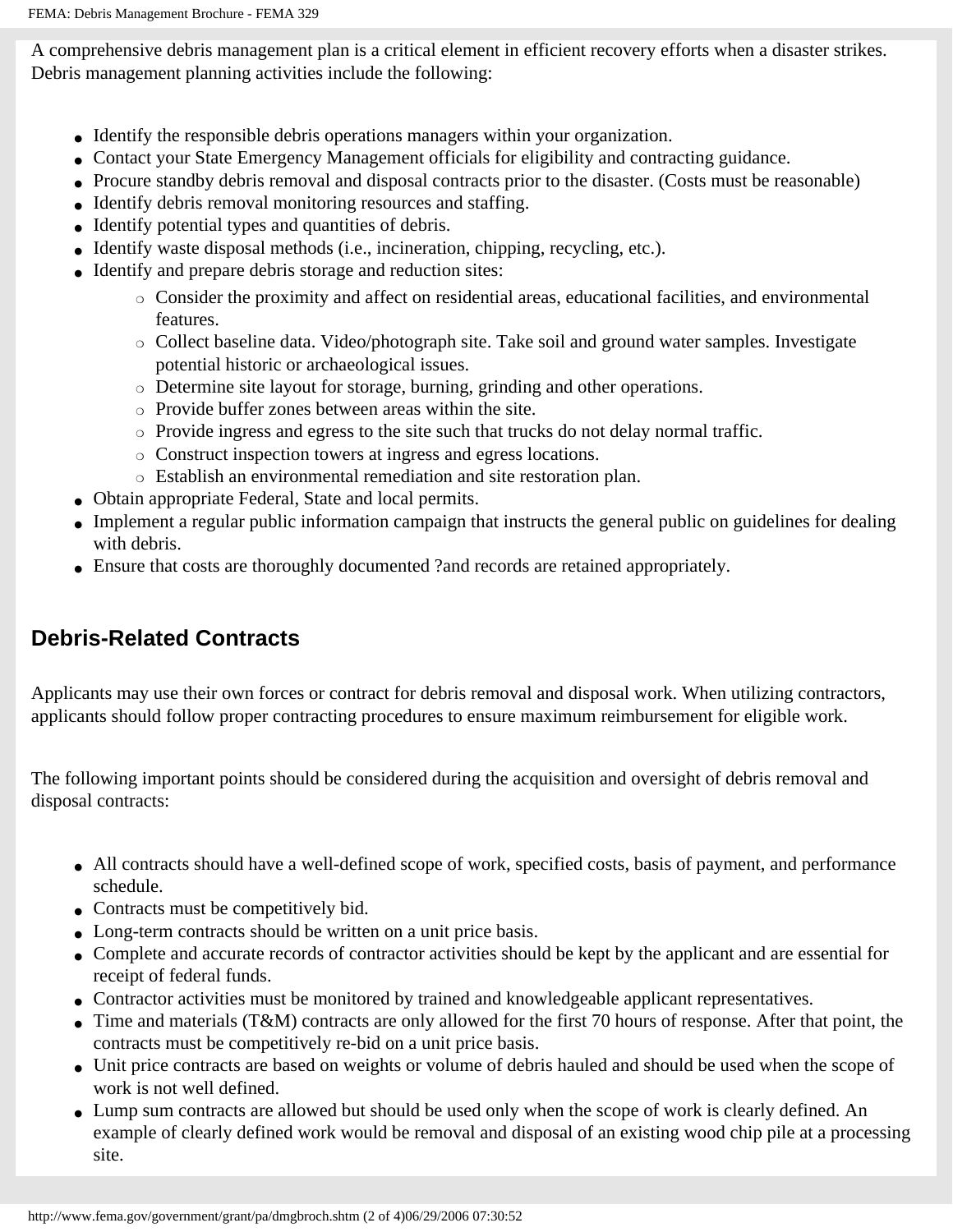A comprehensive debris management plan is a critical element in efficient recovery efforts when a disaster strikes. Debris management planning activities include the following:

- Identify the responsible debris operations managers within your organization.
- Contact your State Emergency Management officials for eligibility and contracting guidance.
- Procure standby debris removal and disposal contracts prior to the disaster. (Costs must be reasonable)
- Identify debris removal monitoring resources and staffing.
- Identify potential types and quantities of debris.
- Identify waste disposal methods (i.e., incineration, chipping, recycling, etc.).
- Identify and prepare debris storage and reduction sites:
  - Consider the proximity and affect on residential areas, educational facilities, and environmental features.
  - Collect baseline data. Video/photograph site. Take soil and ground water samples. Investigate potential historic or archaeological issues.
  - Determine site layout for storage, burning, grinding and other operations.
  - Provide buffer zones between areas within the site.
  - Provide ingress and egress to the site such that trucks do not delay normal traffic.
  - Construct inspection towers at ingress and egress locations.
  - Establish an environmental remediation and site restoration plan.
- Obtain appropriate Federal, State and local permits.
- Implement a regular public information campaign that instructs the general public on guidelines for dealing with debris.
- Ensure that costs are thoroughly documented ?and records are retained appropriately.

## Debris-Related Contracts

Applicants may use their own forces or contract for debris removal and disposal work. When utilizing contractors, applicants should follow proper contracting procedures to ensure maximum reimbursement for eligible work.

The following important points should be considered during the acquisition and oversight of debris removal and disposal contracts:

- All contracts should have a well-defined scope of work, specified costs, basis of payment, and performance schedule.
- Contracts must be competitively bid.
- Long-term contracts should be written on a unit price basis.
- Complete and accurate records of contractor activities should be kept by the applicant and are essential for receipt of federal funds.
- Contractor activities must be monitored by trained and knowledgeable applicant representatives.
- Time and materials (T&M) contracts are only allowed for the first 70 hours of response. After that point, the contracts must be competitively re-bid on a unit price basis.
- Unit price contracts are based on weights or volume of debris hauled and should be used when the scope of work is not well defined.
- Lump sum contracts are allowed but should be used only when the scope of work is clearly defined. An example of clearly defined work would be removal and disposal of an existing wood chip pile at a processing site.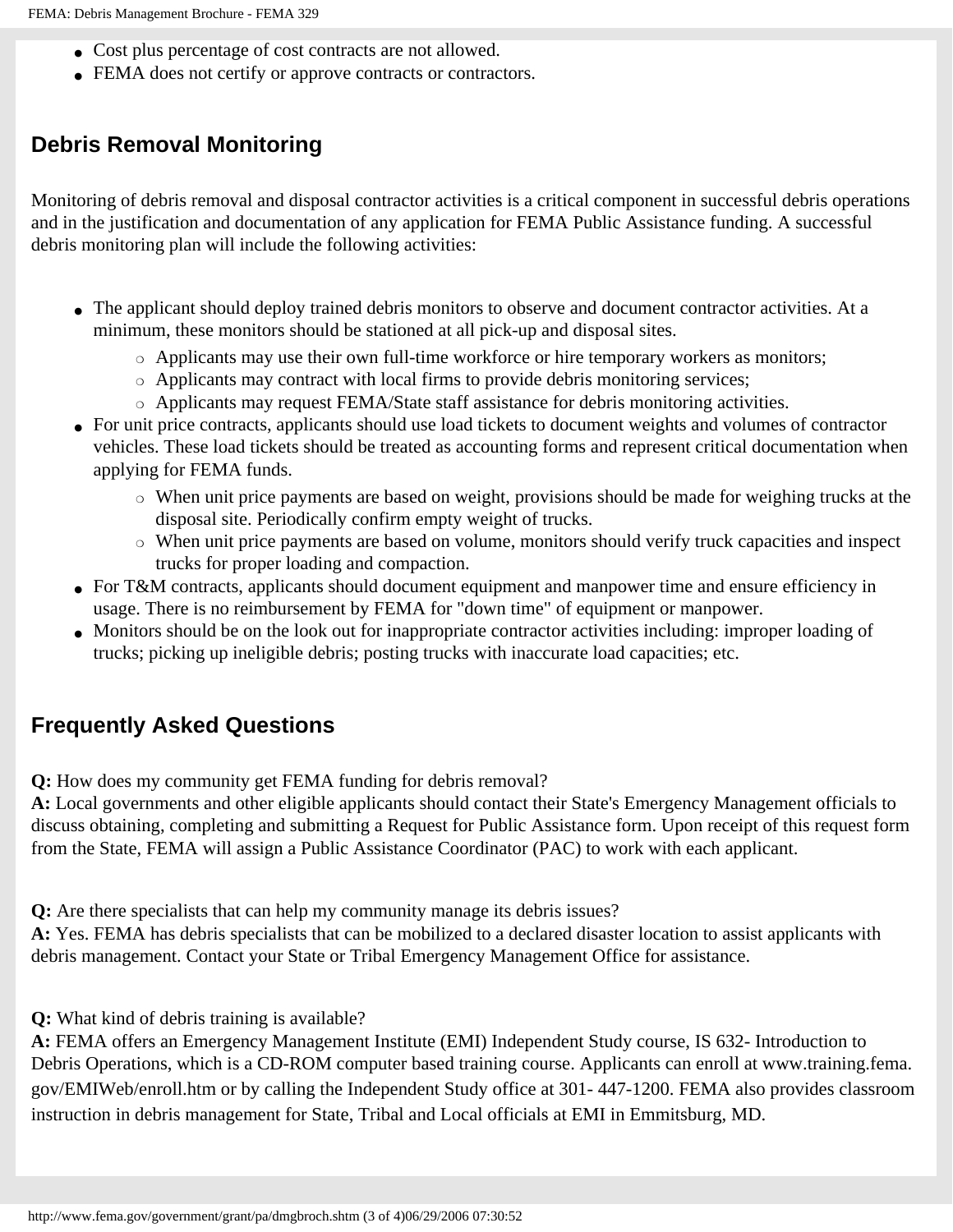- Cost plus percentage of cost contracts are not allowed.
- FEMA does not certify or approve contracts or contractors.

## Debris Removal Monitoring

Monitoring of debris removal and disposal contractor activities is a critical component in successful debris operations and in the justification and documentation of any application for FEMA Public Assistance funding. A successful debris monitoring plan will include the following activities:

- The applicant should deploy trained debris monitors to observe and document contractor activities. At a minimum, these monitors should be stationed at all pick-up and disposal sites.
  - Applicants may use their own full-time workforce or hire temporary workers as monitors;
  - Applicants may contract with local firms to provide debris monitoring services;
  - Applicants may request FEMA/State staff assistance for debris monitoring activities.
- For unit price contracts, applicants should use load tickets to document weights and volumes of contractor vehicles. These load tickets should be treated as accounting forms and represent critical documentation when applying for FEMA funds.
  - When unit price payments are based on weight, provisions should be made for weighing trucks at the disposal site. Periodically confirm empty weight of trucks.
  - When unit price payments are based on volume, monitors should verify truck capacities and inspect trucks for proper loading and compaction.
- For T&M contracts, applicants should document equipment and manpower time and ensure efficiency in usage. There is no reimbursement by FEMA for "down time" of equipment or manpower.
- Monitors should be on the look out for inappropriate contractor activities including: improper loading of trucks; picking up ineligible debris; posting trucks with inaccurate load capacities; etc.

## Frequently Asked Questions

**Q:** How does my community get FEMA funding for debris removal?
**A:** Local governments and other eligible applicants should contact their State's Emergency Management officials to discuss obtaining, completing and submitting a Request for Public Assistance form. Upon receipt of this request form from the State, FEMA will assign a Public Assistance Coordinator (PAC) to work with each applicant.

**Q:** Are there specialists that can help my community manage its debris issues?
**A:** Yes. FEMA has debris specialists that can be mobilized to a declared disaster location to assist applicants with debris management. Contact your State or Tribal Emergency Management Office for assistance.

**Q:** What kind of debris training is available?
**A:** FEMA offers an Emergency Management Institute (EMI) Independent Study course, IS 632- Introduction to Debris Operations, which is a CD-ROM computer based training course. Applicants can enroll at www.training.fema.gov/EMIWeb/enroll.htm or by calling the Independent Study office at 301- 447-1200. FEMA also provides classroom instruction in debris management for State, Tribal and Local officials at EMI in Emmitsburg, MD.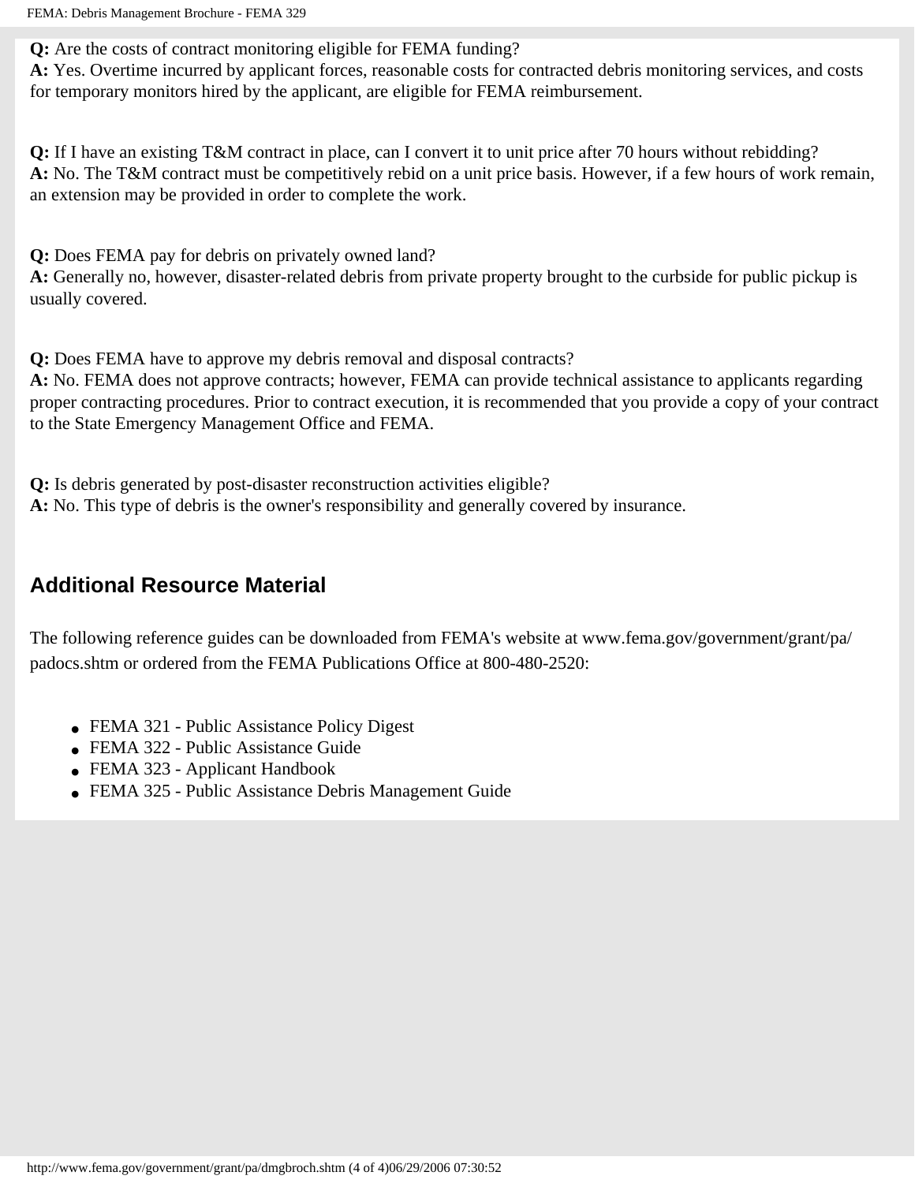**Q:** Are the costs of contract monitoring eligible for FEMA funding?
**A:** Yes. Overtime incurred by applicant forces, reasonable costs for contracted debris monitoring services, and costs for temporary monitors hired by the applicant, are eligible for FEMA reimbursement.

**Q:** If I have an existing T&M contract in place, can I convert it to unit price after 70 hours without rebidding?
**A:** No. The T&M contract must be competitively rebid on a unit price basis. However, if a few hours of work remain, an extension may be provided in order to complete the work.

**Q:** Does FEMA pay for debris on privately owned land?
**A:** Generally no, however, disaster-related debris from private property brought to the curbside for public pickup is usually covered.

**Q:** Does FEMA have to approve my debris removal and disposal contracts?
**A:** No. FEMA does not approve contracts; however, FEMA can provide technical assistance to applicants regarding proper contracting procedures. Prior to contract execution, it is recommended that you provide a copy of your contract to the State Emergency Management Office and FEMA.

**Q:** Is debris generated by post-disaster reconstruction activities eligible?
**A:** No. This type of debris is the owner's responsibility and generally covered by insurance.

## Additional Resource Material

The following reference guides can be downloaded from FEMA's website at www.fema.gov/government/grant/pa/padocs.shtm or ordered from the FEMA Publications Office at 800-480-2520:

- FEMA 321 - Public Assistance Policy Digest
- FEMA 322 - Public Assistance Guide
- FEMA 323 - Applicant Handbook
- FEMA 325 - Public Assistance Debris Management Guide